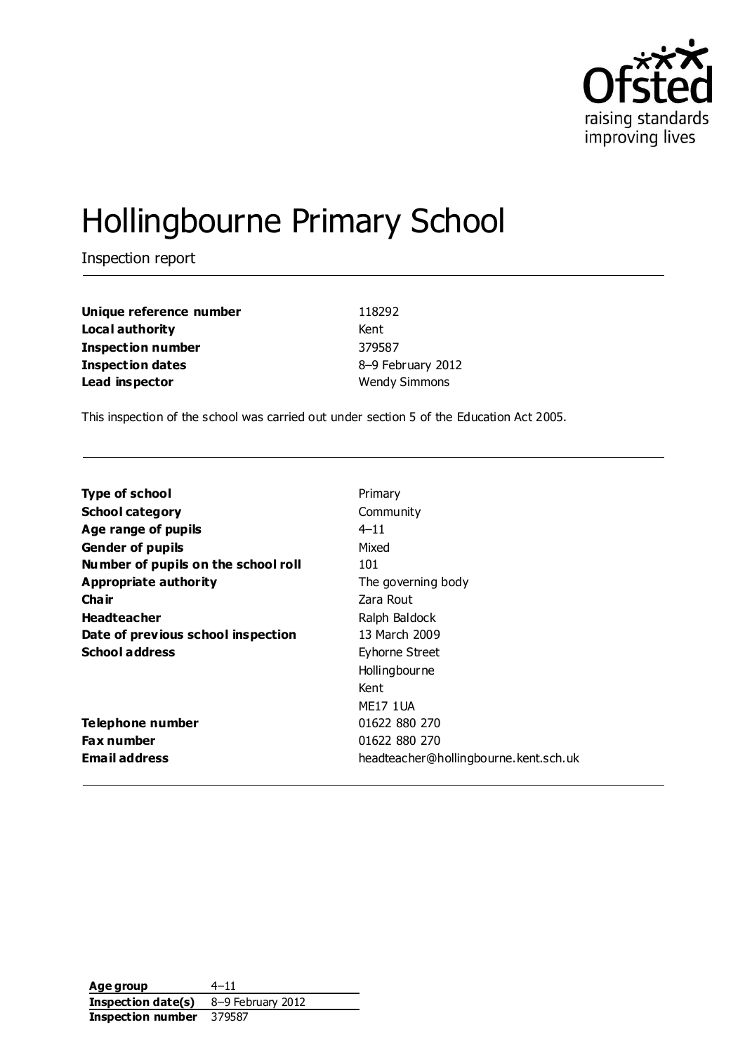# Hollingbourne Primary School

Inspection report

| | |
|---|---|
| **Unique reference number** | 118292 |
| **Local authority** | Kent |
| **Inspection number** | 379587 |
| **Inspection dates** | 8–9 February 2012 |
| **Lead inspector** | Wendy Simmons |

This inspection of the school was carried out under section 5 of the Education Act 2005.

| | |
|---|---|
| **Type of school** | Primary |
| **School category** | Community |
| **Age range of pupils** | 4–11 |
| **Gender of pupils** | Mixed |
| **Number of pupils on the school roll** | 101 |
| **Appropriate authority** | The governing body |
| **Chair** | Zara Rout |
| **Headteacher** | Ralph Baldock |
| **Date of previous school inspection** | 13 March 2009 |
| **School address** | Eyhorne Street<br>Hollingbourne<br>Kent<br>ME17 1UA |
| **Telephone number** | 01622 880 270 |
| **Fax number** | 01622 880 270 |
| **Email address** | headteacher@hollingbourne.kent.sch.uk |

| | |
|---|---|
| **Age group** | 4–11 |
| **Inspection date(s)** | 8–9 February 2012 |
| **Inspection number** | 379587 |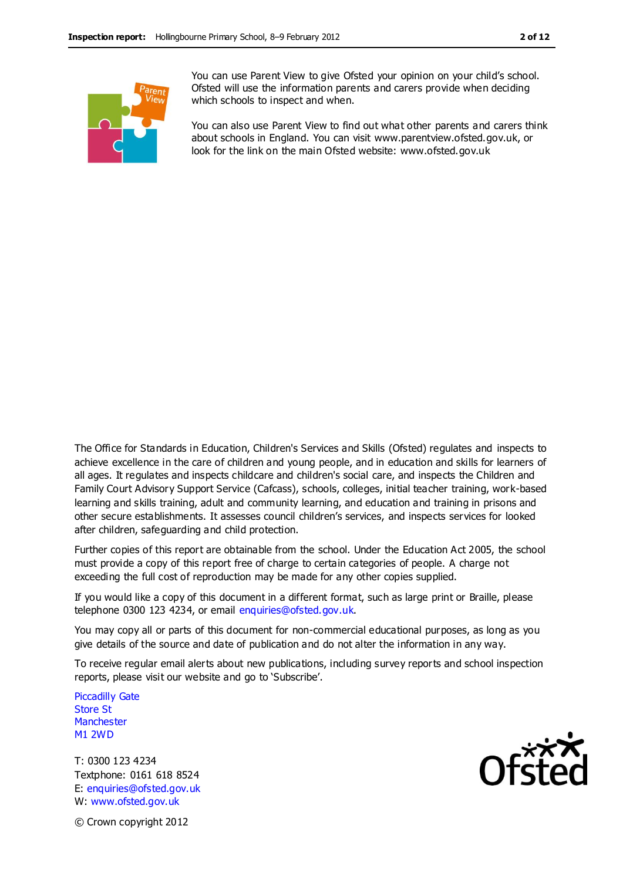You can use Parent View to give Ofsted your opinion on your child's school. Ofsted will use the information parents and carers provide when deciding which schools to inspect and when.

You can also use Parent View to find out what other parents and carers think about schools in England. You can visit www.parentview.ofsted.gov.uk, or look for the link on the main Ofsted website: www.ofsted.gov.uk

The Office for Standards in Education, Children's Services and Skills (Ofsted) regulates and inspects to achieve excellence in the care of children and young people, and in education and skills for learners of all ages. It regulates and inspects childcare and children's social care, and inspects the Children and Family Court Advisory Support Service (Cafcass), schools, colleges, initial teacher training, work-based learning and skills training, adult and community learning, and education and training in prisons and other secure establishments. It assesses council children's services, and inspects services for looked after children, safeguarding and child protection.

Further copies of this report are obtainable from the school. Under the Education Act 2005, the school must provide a copy of this report free of charge to certain categories of people. A charge not exceeding the full cost of reproduction may be made for any other copies supplied.

If you would like a copy of this document in a different format, such as large print or Braille, please telephone 0300 123 4234, or email enquiries@ofsted.gov.uk.

You may copy all or parts of this document for non-commercial educational purposes, as long as you give details of the source and date of publication and do not alter the information in any way.

To receive regular email alerts about new publications, including survey reports and school inspection reports, please visit our website and go to 'Subscribe'.

Piccadilly Gate
Store St
Manchester
M1 2WD

T: 0300 123 4234
Textphone: 0161 618 8524
E: enquiries@ofsted.gov.uk
W: www.ofsted.gov.uk

© Crown copyright 2012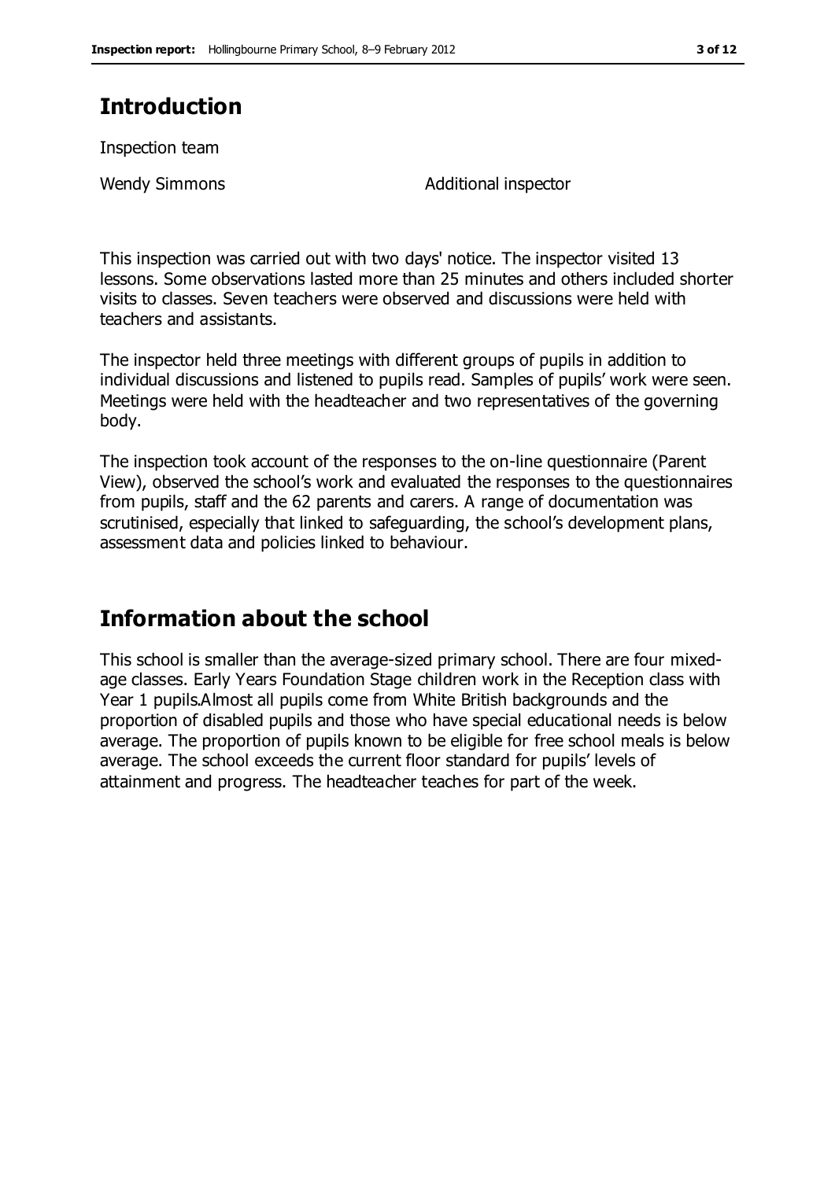# Introduction

Inspection team

| | |
|---|---|
| Wendy Simmons | Additional inspector |

This inspection was carried out with two days' notice. The inspector visited 13 lessons. Some observations lasted more than 25 minutes and others included shorter visits to classes. Seven teachers were observed and discussions were held with teachers and assistants.

The inspector held three meetings with different groups of pupils in addition to individual discussions and listened to pupils read. Samples of pupils' work were seen. Meetings were held with the headteacher and two representatives of the governing body.

The inspection took account of the responses to the on-line questionnaire (Parent View), observed the school's work and evaluated the responses to the questionnaires from pupils, staff and the 62 parents and carers. A range of documentation was scrutinised, especially that linked to safeguarding, the school's development plans, assessment data and policies linked to behaviour.

# Information about the school

This school is smaller than the average-sized primary school. There are four mixed-age classes. Early Years Foundation Stage children work in the Reception class with Year 1 pupils.Almost all pupils come from White British backgrounds and the proportion of disabled pupils and those who have special educational needs is below average. The proportion of pupils known to be eligible for free school meals is below average. The school exceeds the current floor standard for pupils' levels of attainment and progress. The headteacher teaches for part of the week.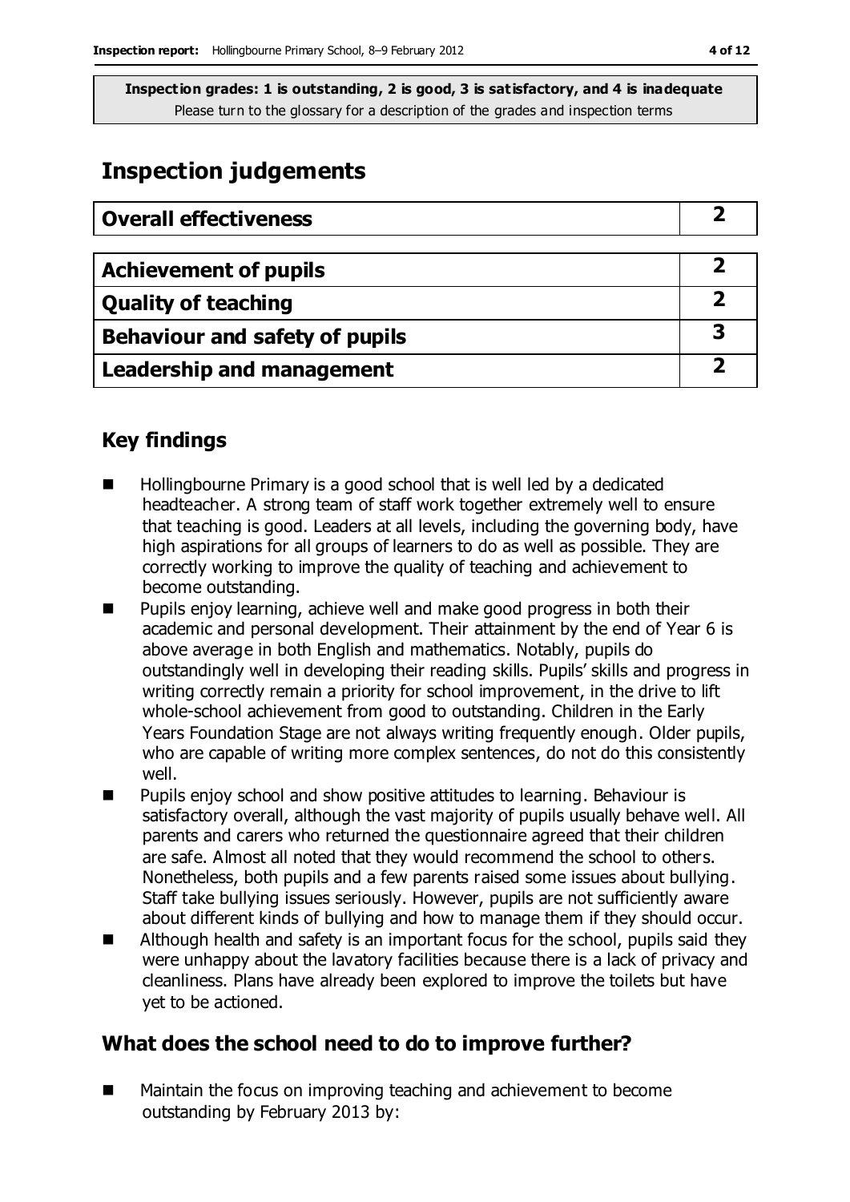**Inspection grades: 1 is outstanding, 2 is good, 3 is satisfactory, and 4 is inadequate**
Please turn to the glossary for a description of the grades and inspection terms

# Inspection judgements

| Overall effectiveness | 2 |
|---|---|

| Achievement of pupils | 2 |
|---|---|
| Quality of teaching | 2 |
| Behaviour and safety of pupils | 3 |
| Leadership and management | 2 |

## Key findings

- Hollingbourne Primary is a good school that is well led by a dedicated headteacher. A strong team of staff work together extremely well to ensure that teaching is good. Leaders at all levels, including the governing body, have high aspirations for all groups of learners to do as well as possible. They are correctly working to improve the quality of teaching and achievement to become outstanding.
- Pupils enjoy learning, achieve well and make good progress in both their academic and personal development. Their attainment by the end of Year 6 is above average in both English and mathematics. Notably, pupils do outstandingly well in developing their reading skills. Pupils' skills and progress in writing correctly remain a priority for school improvement, in the drive to lift whole-school achievement from good to outstanding. Children in the Early Years Foundation Stage are not always writing frequently enough. Older pupils, who are capable of writing more complex sentences, do not do this consistently well.
- Pupils enjoy school and show positive attitudes to learning. Behaviour is satisfactory overall, although the vast majority of pupils usually behave well. All parents and carers who returned the questionnaire agreed that their children are safe. Almost all noted that they would recommend the school to others. Nonetheless, both pupils and a few parents raised some issues about bullying. Staff take bullying issues seriously. However, pupils are not sufficiently aware about different kinds of bullying and how to manage them if they should occur.
- Although health and safety is an important focus for the school, pupils said they were unhappy about the lavatory facilities because there is a lack of privacy and cleanliness. Plans have already been explored to improve the toilets but have yet to be actioned.

## What does the school need to do to improve further?

- Maintain the focus on improving teaching and achievement to become outstanding by February 2013 by: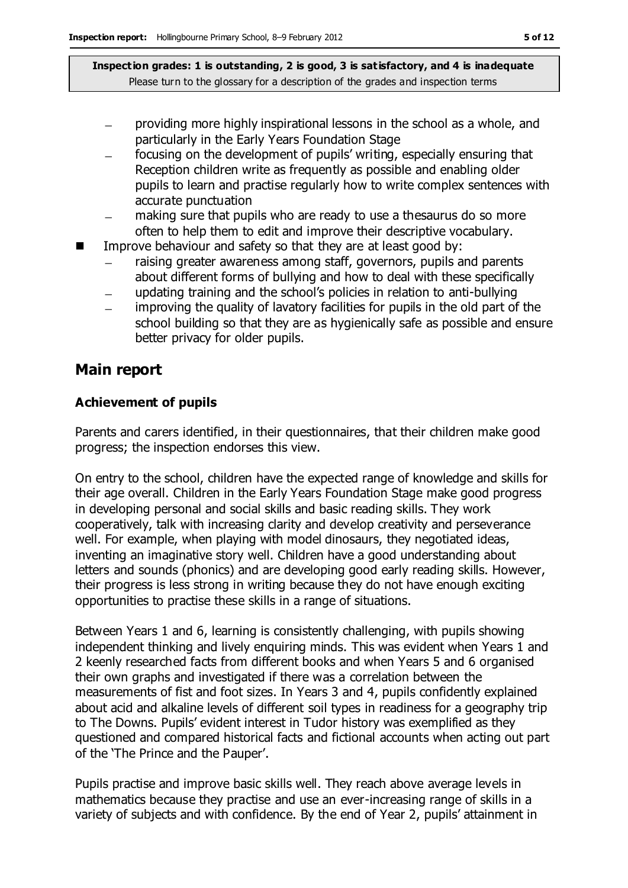**Inspection grades: 1 is outstanding, 2 is good, 3 is satisfactory, and 4 is inadequate**
Please turn to the glossary for a description of the grades and inspection terms

- providing more highly inspirational lessons in the school as a whole, and particularly in the Early Years Foundation Stage
- focusing on the development of pupils' writing, especially ensuring that Reception children write as frequently as possible and enabling older pupils to learn and practise regularly how to write complex sentences with accurate punctuation
- making sure that pupils who are ready to use a thesaurus do so more often to help them to edit and improve their descriptive vocabulary.

- Improve behaviour and safety so that they are at least good by:
  - raising greater awareness among staff, governors, pupils and parents about different forms of bullying and how to deal with these specifically
  - updating training and the school's policies in relation to anti-bullying
  - improving the quality of lavatory facilities for pupils in the old part of the school building so that they are as hygienically safe as possible and ensure better privacy for older pupils.

## Main report

### Achievement of pupils

Parents and carers identified, in their questionnaires, that their children make good progress; the inspection endorses this view.

On entry to the school, children have the expected range of knowledge and skills for their age overall. Children in the Early Years Foundation Stage make good progress in developing personal and social skills and basic reading skills. They work cooperatively, talk with increasing clarity and develop creativity and perseverance well. For example, when playing with model dinosaurs, they negotiated ideas, inventing an imaginative story well. Children have a good understanding about letters and sounds (phonics) and are developing good early reading skills. However, their progress is less strong in writing because they do not have enough exciting opportunities to practise these skills in a range of situations.

Between Years 1 and 6, learning is consistently challenging, with pupils showing independent thinking and lively enquiring minds. This was evident when Years 1 and 2 keenly researched facts from different books and when Years 5 and 6 organised their own graphs and investigated if there was a correlation between the measurements of fist and foot sizes. In Years 3 and 4, pupils confidently explained about acid and alkaline levels of different soil types in readiness for a geography trip to The Downs. Pupils' evident interest in Tudor history was exemplified as they questioned and compared historical facts and fictional accounts when acting out part of the 'The Prince and the Pauper'.

Pupils practise and improve basic skills well. They reach above average levels in mathematics because they practise and use an ever-increasing range of skills in a variety of subjects and with confidence. By the end of Year 2, pupils' attainment in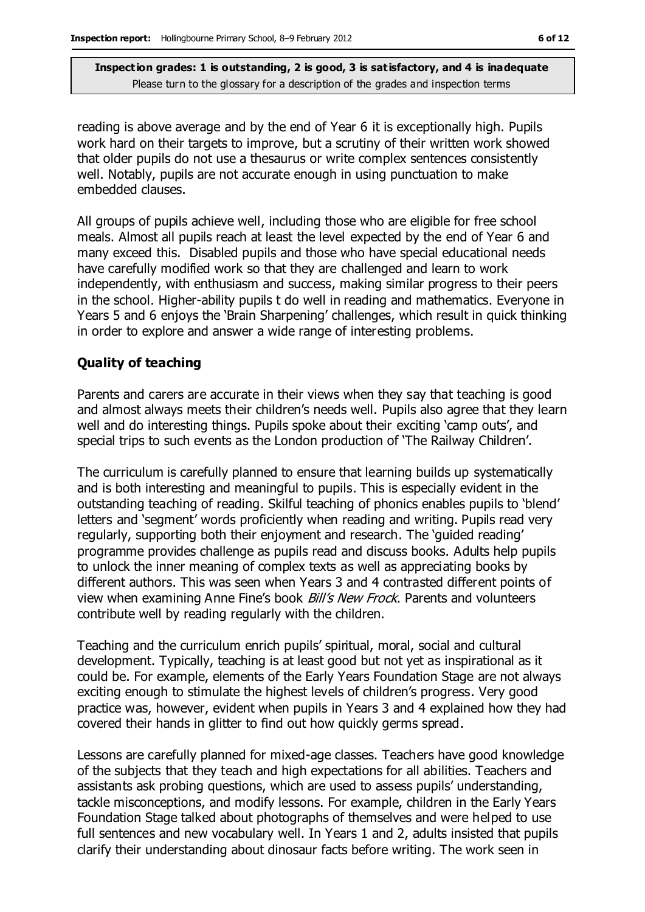**Inspection grades: 1 is outstanding, 2 is good, 3 is satisfactory, and 4 is inadequate**
Please turn to the glossary for a description of the grades and inspection terms

reading is above average and by the end of Year 6 it is exceptionally high. Pupils work hard on their targets to improve, but a scrutiny of their written work showed that older pupils do not use a thesaurus or write complex sentences consistently well. Notably, pupils are not accurate enough in using punctuation to make embedded clauses.

All groups of pupils achieve well, including those who are eligible for free school meals. Almost all pupils reach at least the level expected by the end of Year 6 and many exceed this. Disabled pupils and those who have special educational needs have carefully modified work so that they are challenged and learn to work independently, with enthusiasm and success, making similar progress to their peers in the school. Higher-ability pupils t do well in reading and mathematics. Everyone in Years 5 and 6 enjoys the 'Brain Sharpening' challenges, which result in quick thinking in order to explore and answer a wide range of interesting problems.

### Quality of teaching

Parents and carers are accurate in their views when they say that teaching is good and almost always meets their children's needs well. Pupils also agree that they learn well and do interesting things. Pupils spoke about their exciting 'camp outs', and special trips to such events as the London production of 'The Railway Children'.

The curriculum is carefully planned to ensure that learning builds up systematically and is both interesting and meaningful to pupils. This is especially evident in the outstanding teaching of reading. Skilful teaching of phonics enables pupils to 'blend' letters and 'segment' words proficiently when reading and writing. Pupils read very regularly, supporting both their enjoyment and research. The 'guided reading' programme provides challenge as pupils read and discuss books. Adults help pupils to unlock the inner meaning of complex texts as well as appreciating books by different authors. This was seen when Years 3 and 4 contrasted different points of view when examining Anne Fine's book *Bill's New Frock*. Parents and volunteers contribute well by reading regularly with the children.

Teaching and the curriculum enrich pupils' spiritual, moral, social and cultural development. Typically, teaching is at least good but not yet as inspirational as it could be. For example, elements of the Early Years Foundation Stage are not always exciting enough to stimulate the highest levels of children's progress. Very good practice was, however, evident when pupils in Years 3 and 4 explained how they had covered their hands in glitter to find out how quickly germs spread.

Lessons are carefully planned for mixed-age classes. Teachers have good knowledge of the subjects that they teach and high expectations for all abilities. Teachers and assistants ask probing questions, which are used to assess pupils' understanding, tackle misconceptions, and modify lessons. For example, children in the Early Years Foundation Stage talked about photographs of themselves and were helped to use full sentences and new vocabulary well. In Years 1 and 2, adults insisted that pupils clarify their understanding about dinosaur facts before writing. The work seen in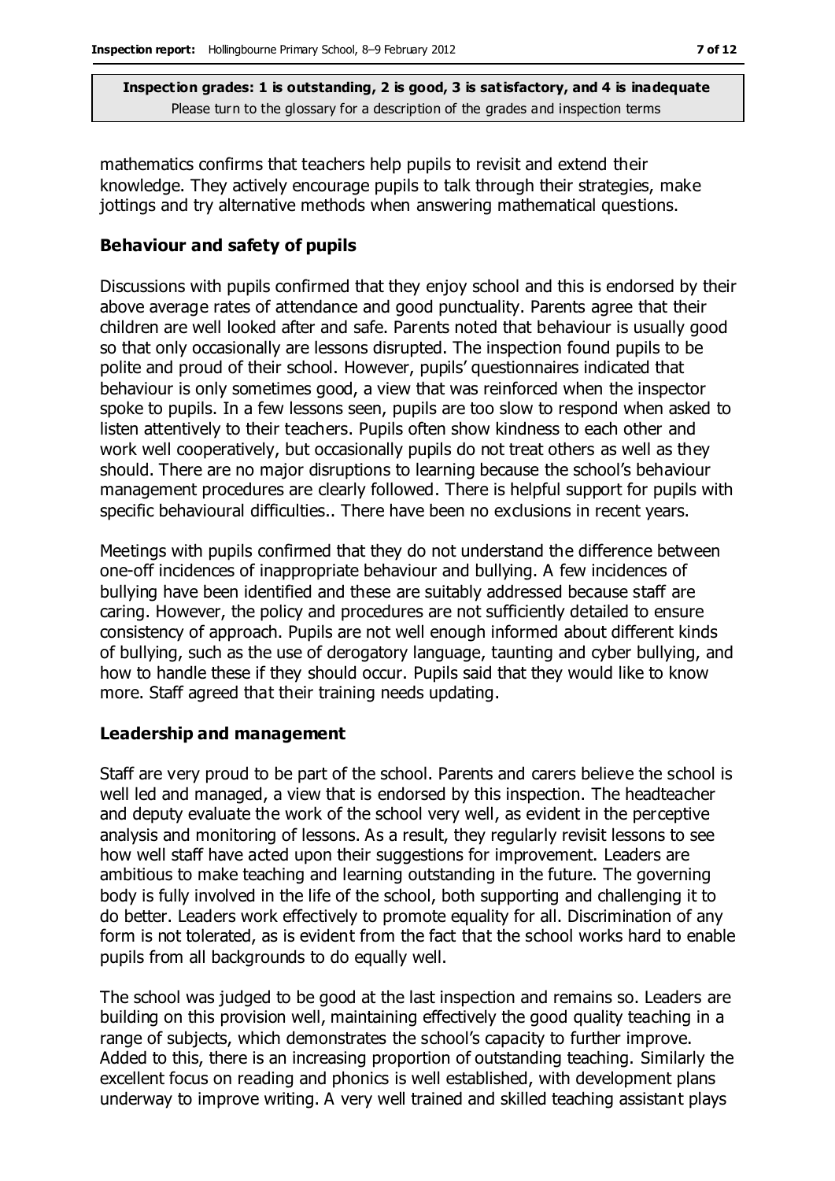mathematics confirms that teachers help pupils to revisit and extend their knowledge. They actively encourage pupils to talk through their strategies, make jottings and try alternative methods when answering mathematical questions.

### Behaviour and safety of pupils

Discussions with pupils confirmed that they enjoy school and this is endorsed by their above average rates of attendance and good punctuality. Parents agree that their children are well looked after and safe. Parents noted that behaviour is usually good so that only occasionally are lessons disrupted. The inspection found pupils to be polite and proud of their school. However, pupils' questionnaires indicated that behaviour is only sometimes good, a view that was reinforced when the inspector spoke to pupils. In a few lessons seen, pupils are too slow to respond when asked to listen attentively to their teachers. Pupils often show kindness to each other and work well cooperatively, but occasionally pupils do not treat others as well as they should. There are no major disruptions to learning because the school's behaviour management procedures are clearly followed. There is helpful support for pupils with specific behavioural difficulties.. There have been no exclusions in recent years.

Meetings with pupils confirmed that they do not understand the difference between one-off incidences of inappropriate behaviour and bullying. A few incidences of bullying have been identified and these are suitably addressed because staff are caring. However, the policy and procedures are not sufficiently detailed to ensure consistency of approach. Pupils are not well enough informed about different kinds of bullying, such as the use of derogatory language, taunting and cyber bullying, and how to handle these if they should occur. Pupils said that they would like to know more. Staff agreed that their training needs updating.

### Leadership and management

Staff are very proud to be part of the school. Parents and carers believe the school is well led and managed, a view that is endorsed by this inspection. The headteacher and deputy evaluate the work of the school very well, as evident in the perceptive analysis and monitoring of lessons. As a result, they regularly revisit lessons to see how well staff have acted upon their suggestions for improvement. Leaders are ambitious to make teaching and learning outstanding in the future. The governing body is fully involved in the life of the school, both supporting and challenging it to do better. Leaders work effectively to promote equality for all. Discrimination of any form is not tolerated, as is evident from the fact that the school works hard to enable pupils from all backgrounds to do equally well.

The school was judged to be good at the last inspection and remains so. Leaders are building on this provision well, maintaining effectively the good quality teaching in a range of subjects, which demonstrates the school's capacity to further improve. Added to this, there is an increasing proportion of outstanding teaching. Similarly the excellent focus on reading and phonics is well established, with development plans underway to improve writing. A very well trained and skilled teaching assistant plays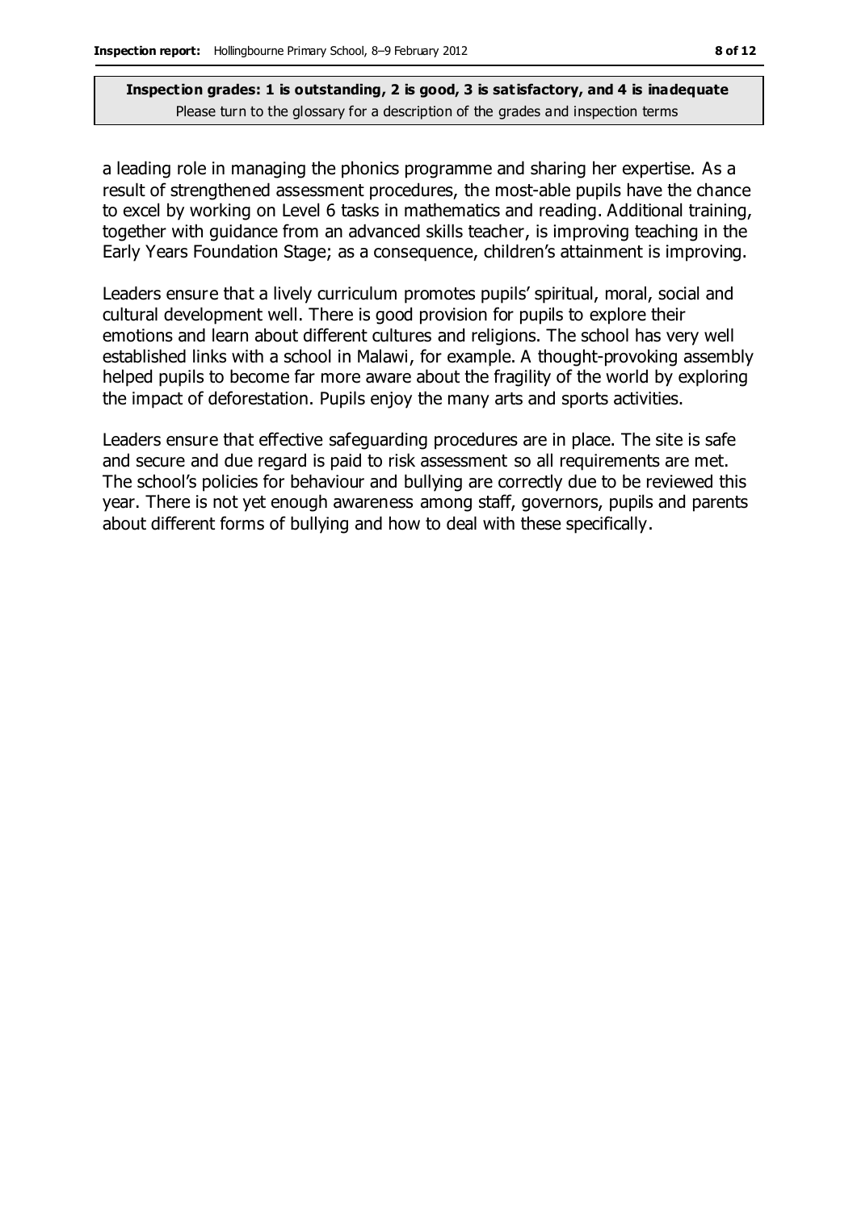a leading role in managing the phonics programme and sharing her expertise. As a result of strengthened assessment procedures, the most-able pupils have the chance to excel by working on Level 6 tasks in mathematics and reading. Additional training, together with guidance from an advanced skills teacher, is improving teaching in the Early Years Foundation Stage; as a consequence, children's attainment is improving.

Leaders ensure that a lively curriculum promotes pupils' spiritual, moral, social and cultural development well. There is good provision for pupils to explore their emotions and learn about different cultures and religions. The school has very well established links with a school in Malawi, for example. A thought-provoking assembly helped pupils to become far more aware about the fragility of the world by exploring the impact of deforestation. Pupils enjoy the many arts and sports activities.

Leaders ensure that effective safeguarding procedures are in place. The site is safe and secure and due regard is paid to risk assessment so all requirements are met. The school's policies for behaviour and bullying are correctly due to be reviewed this year. There is not yet enough awareness among staff, governors, pupils and parents about different forms of bullying and how to deal with these specifically.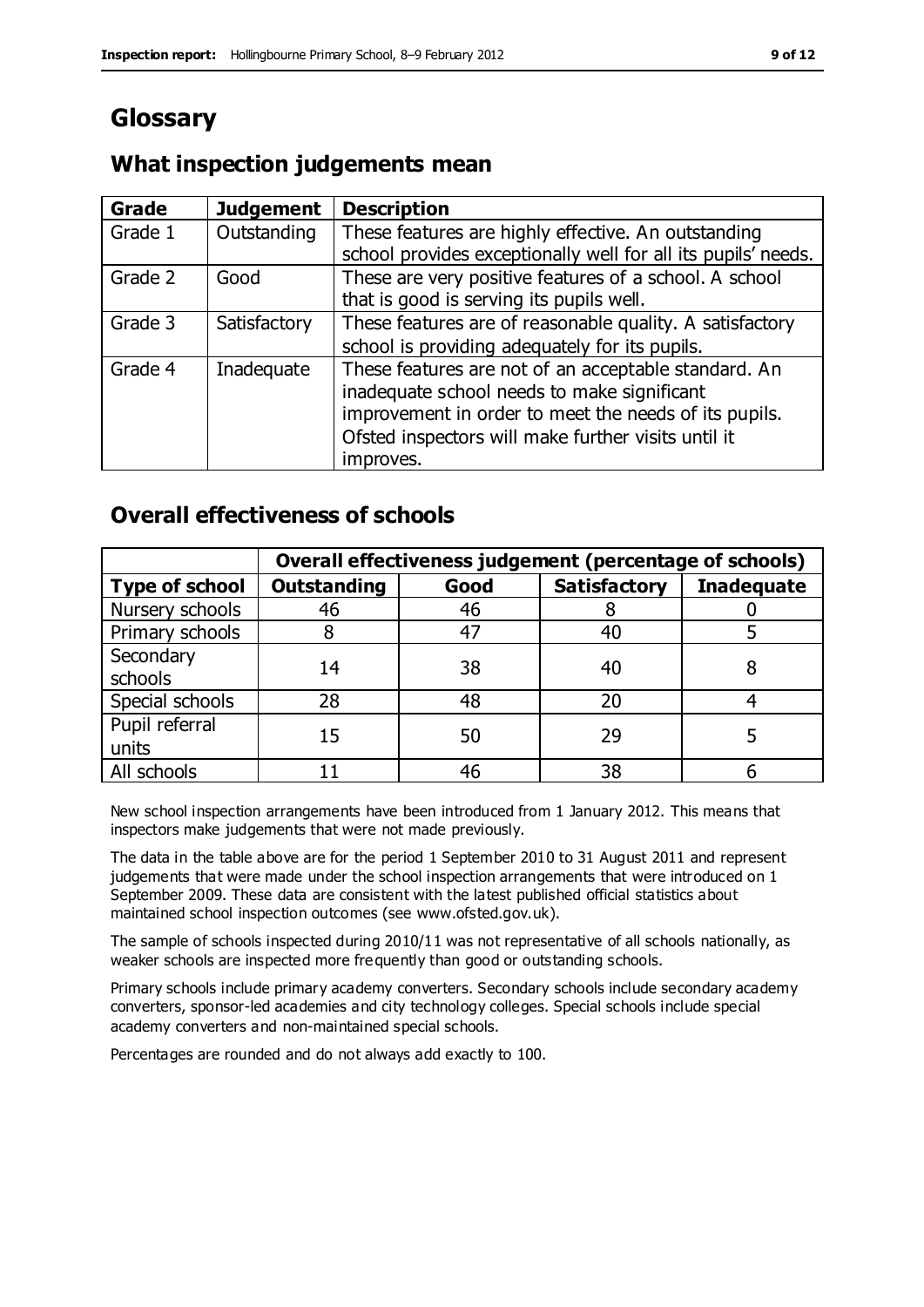# Glossary

## What inspection judgements mean

| Grade | Judgement | Description |
|---|---|---|
| Grade 1 | Outstanding | These features are highly effective. An outstanding school provides exceptionally well for all its pupils' needs. |
| Grade 2 | Good | These are very positive features of a school. A school that is good is serving its pupils well. |
| Grade 3 | Satisfactory | These features are of reasonable quality. A satisfactory school is providing adequately for its pupils. |
| Grade 4 | Inadequate | These features are not of an acceptable standard. An inadequate school needs to make significant improvement in order to meet the needs of its pupils. Ofsted inspectors will make further visits until it improves. |

## Overall effectiveness of schools

| | Overall effectiveness judgement (percentage of schools) | | | |
|---|---|---|---|---|
| **Type of school** | **Outstanding** | **Good** | **Satisfactory** | **Inadequate** |
| Nursery schools | 46 | 46 | 8 | 0 |
| Primary schools | 8 | 47 | 40 | 5 |
| Secondary schools | 14 | 38 | 40 | 8 |
| Special schools | 28 | 48 | 20 | 4 |
| Pupil referral units | 15 | 50 | 29 | 5 |
| All schools | 11 | 46 | 38 | 6 |

New school inspection arrangements have been introduced from 1 January 2012. This means that inspectors make judgements that were not made previously.

The data in the table above are for the period 1 September 2010 to 31 August 2011 and represent judgements that were made under the school inspection arrangements that were introduced on 1 September 2009. These data are consistent with the latest published official statistics about maintained school inspection outcomes (see www.ofsted.gov.uk).

The sample of schools inspected during 2010/11 was not representative of all schools nationally, as weaker schools are inspected more frequently than good or outstanding schools.

Primary schools include primary academy converters. Secondary schools include secondary academy converters, sponsor-led academies and city technology colleges. Special schools include special academy converters and non-maintained special schools.

Percentages are rounded and do not always add exactly to 100.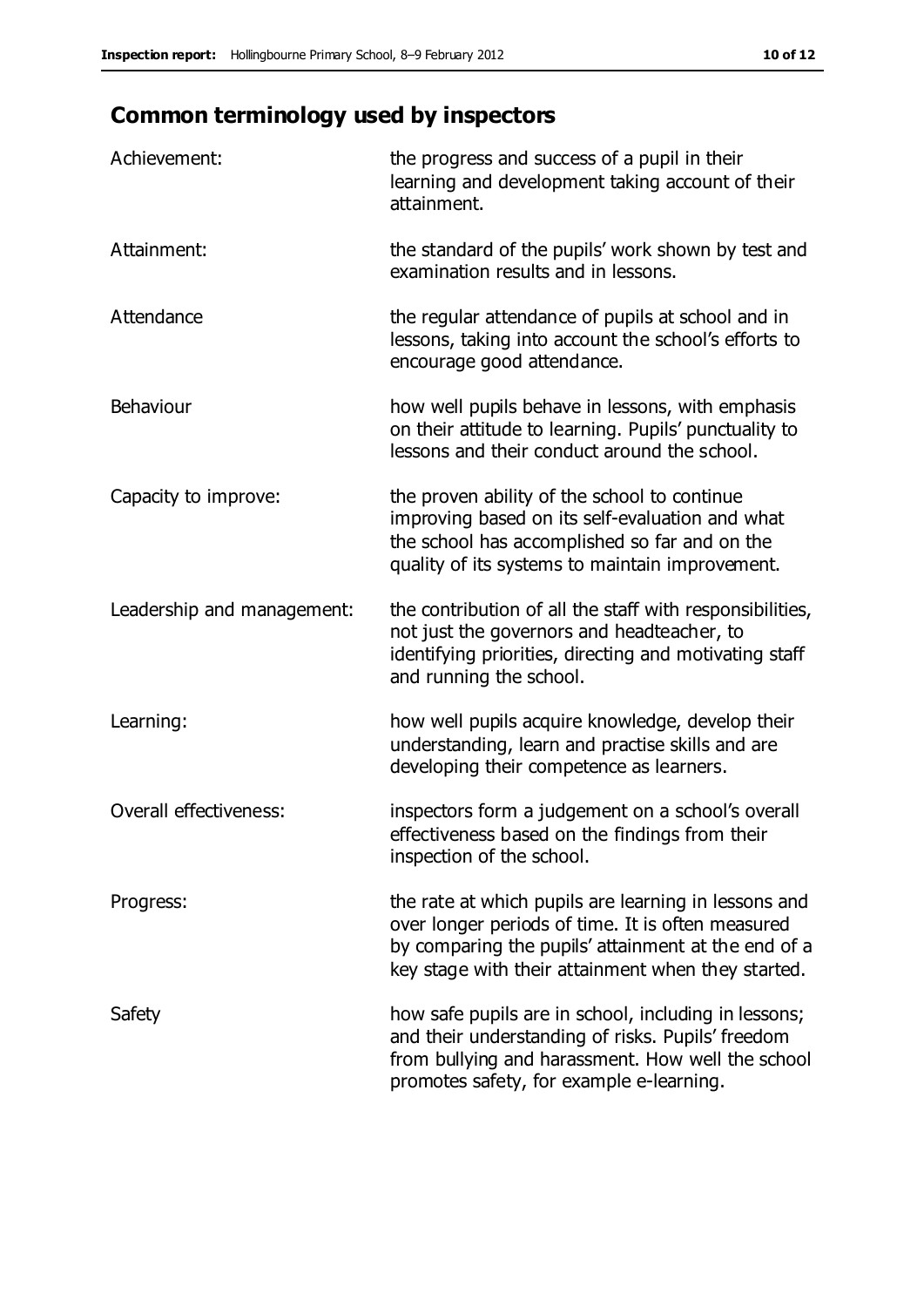## Common terminology used by inspectors

| | |
|---|---|
| Achievement: | the progress and success of a pupil in their learning and development taking account of their attainment. |
| Attainment: | the standard of the pupils' work shown by test and examination results and in lessons. |
| Attendance | the regular attendance of pupils at school and in lessons, taking into account the school's efforts to encourage good attendance. |
| Behaviour | how well pupils behave in lessons, with emphasis on their attitude to learning. Pupils' punctuality to lessons and their conduct around the school. |
| Capacity to improve: | the proven ability of the school to continue improving based on its self-evaluation and what the school has accomplished so far and on the quality of its systems to maintain improvement. |
| Leadership and management: | the contribution of all the staff with responsibilities, not just the governors and headteacher, to identifying priorities, directing and motivating staff and running the school. |
| Learning: | how well pupils acquire knowledge, develop their understanding, learn and practise skills and are developing their competence as learners. |
| Overall effectiveness: | inspectors form a judgement on a school's overall effectiveness based on the findings from their inspection of the school. |
| Progress: | the rate at which pupils are learning in lessons and over longer periods of time. It is often measured by comparing the pupils' attainment at the end of a key stage with their attainment when they started. |
| Safety | how safe pupils are in school, including in lessons; and their understanding of risks. Pupils' freedom from bullying and harassment. How well the school promotes safety, for example e-learning. |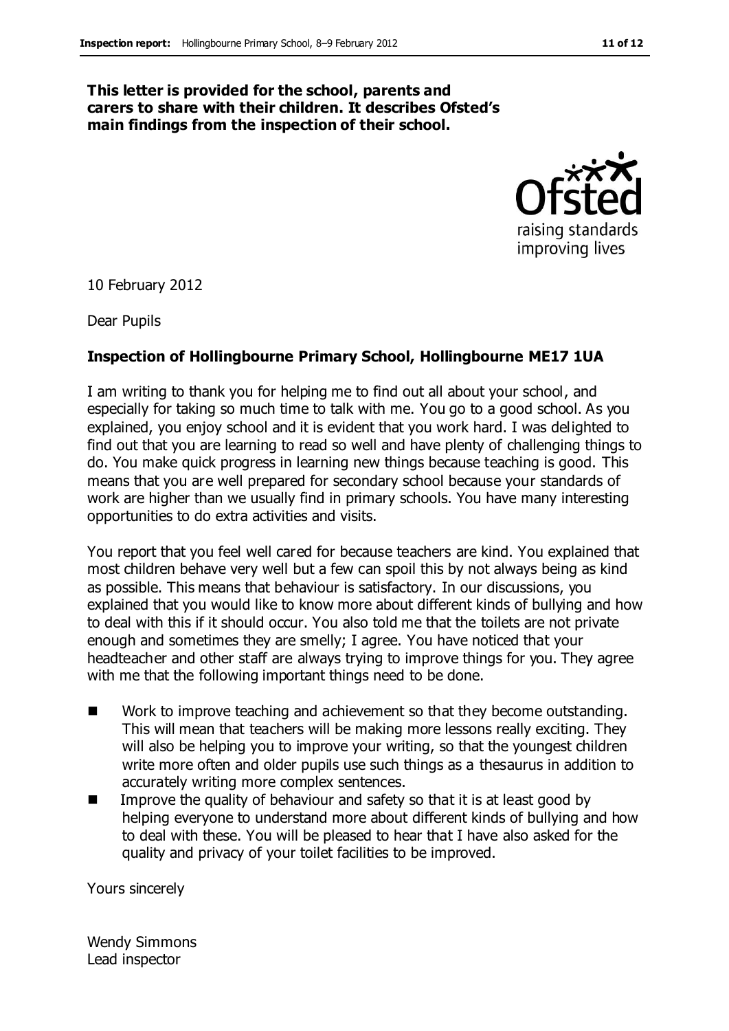**This letter is provided for the school, parents and carers to share with their children. It describes Ofsted's main findings from the inspection of their school.**

10 February 2012

Dear Pupils

**Inspection of Hollingbourne Primary School, Hollingbourne ME17 1UA**

I am writing to thank you for helping me to find out all about your school, and especially for taking so much time to talk with me. You go to a good school. As you explained, you enjoy school and it is evident that you work hard. I was delighted to find out that you are learning to read so well and have plenty of challenging things to do. You make quick progress in learning new things because teaching is good. This means that you are well prepared for secondary school because your standards of work are higher than we usually find in primary schools. You have many interesting opportunities to do extra activities and visits.

You report that you feel well cared for because teachers are kind. You explained that most children behave very well but a few can spoil this by not always being as kind as possible. This means that behaviour is satisfactory. In our discussions, you explained that you would like to know more about different kinds of bullying and how to deal with this if it should occur. You also told me that the toilets are not private enough and sometimes they are smelly; I agree. You have noticed that your headteacher and other staff are always trying to improve things for you. They agree with me that the following important things need to be done.

- Work to improve teaching and achievement so that they become outstanding. This will mean that teachers will be making more lessons really exciting. They will also be helping you to improve your writing, so that the youngest children write more often and older pupils use such things as a thesaurus in addition to accurately writing more complex sentences.
- Improve the quality of behaviour and safety so that it is at least good by helping everyone to understand more about different kinds of bullying and how to deal with these. You will be pleased to hear that I have also asked for the quality and privacy of your toilet facilities to be improved.

Yours sincerely

Wendy Simmons
Lead inspector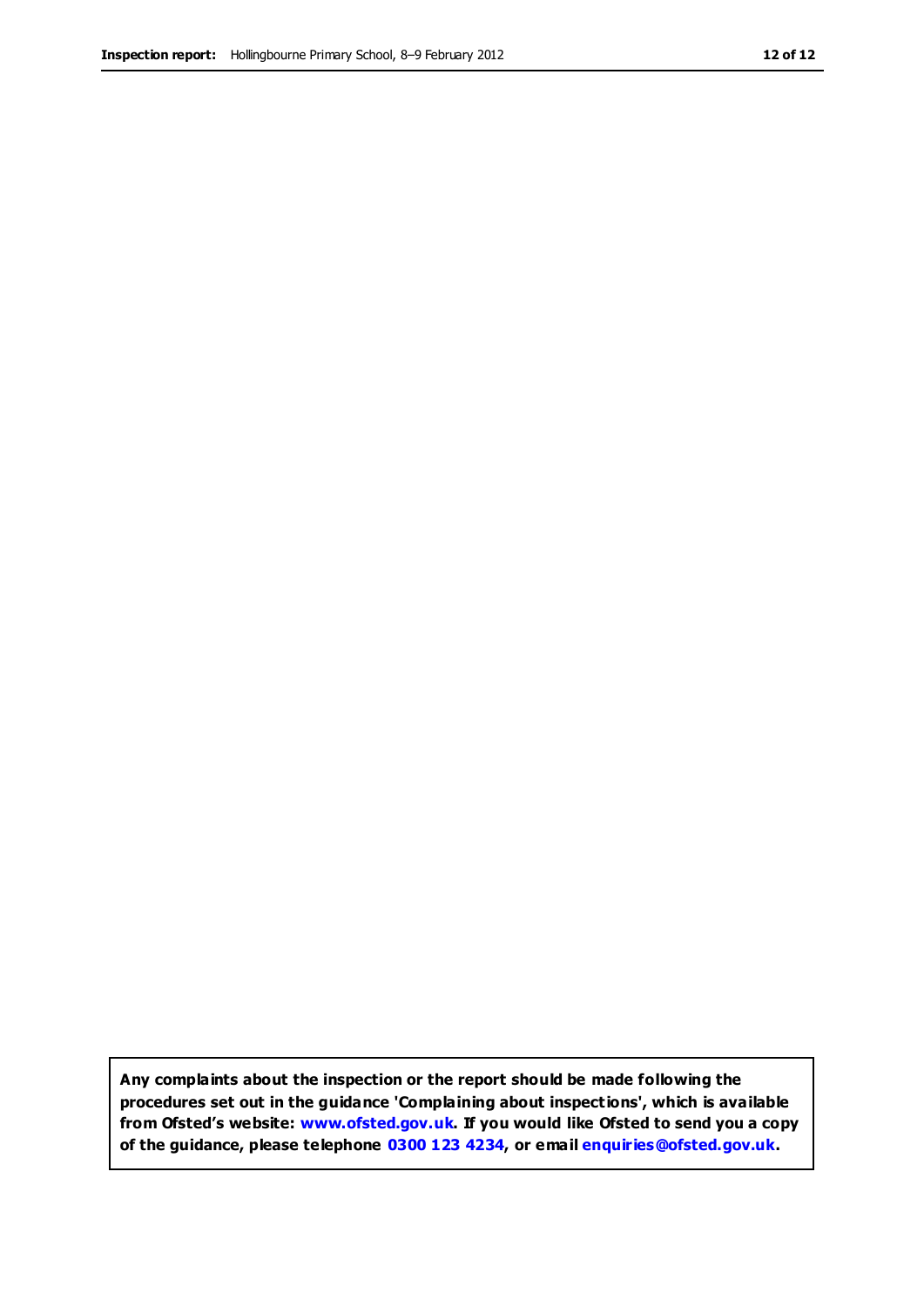**Any complaints about the inspection or the report should be made following the procedures set out in the guidance 'Complaining about inspections', which is available from Ofsted's website: www.ofsted.gov.uk. If you would like Ofsted to send you a copy of the guidance, please telephone 0300 123 4234, or email enquiries@ofsted.gov.uk.**